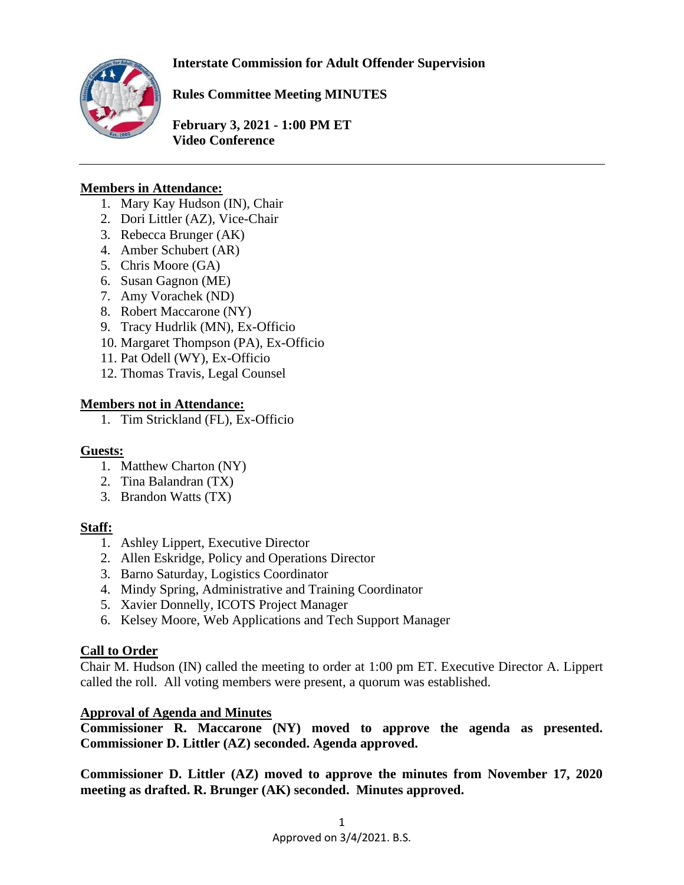**Interstate Commission for Adult Offender Supervision**

**Rules Committee Meeting MINUTES**

**February 3, 2021 - 1:00 PM ET**
**Video Conference**

---

**Members in Attendance:**

1. Mary Kay Hudson (IN), Chair
2. Dori Littler (AZ), Vice-Chair
3. Rebecca Brunger (AK)
4. Amber Schubert (AR)
5. Chris Moore (GA)
6. Susan Gagnon (ME)
7. Amy Vorachek (ND)
8. Robert Maccarone (NY)
9. Tracy Hudrlik (MN), Ex-Officio
10. Margaret Thompson (PA), Ex-Officio
11. Pat Odell (WY), Ex-Officio
12. Thomas Travis, Legal Counsel

**Members not in Attendance:**

1. Tim Strickland (FL), Ex-Officio

**Guests:**

1. Matthew Charton (NY)
2. Tina Balandran (TX)
3. Brandon Watts (TX)

**Staff:**

1. Ashley Lippert, Executive Director
2. Allen Eskridge, Policy and Operations Director
3. Barno Saturday, Logistics Coordinator
4. Mindy Spring, Administrative and Training Coordinator
5. Xavier Donnelly, ICOTS Project Manager
6. Kelsey Moore, Web Applications and Tech Support Manager

**Call to Order**

Chair M. Hudson (IN) called the meeting to order at 1:00 pm ET. Executive Director A. Lippert called the roll. All voting members were present, a quorum was established.

**Approval of Agenda and Minutes**

**Commissioner R. Maccarone (NY) moved to approve the agenda as presented. Commissioner D. Littler (AZ) seconded. Agenda approved.**

**Commissioner D. Littler (AZ) moved to approve the minutes from November 17, 2020 meeting as drafted. R. Brunger (AK) seconded. Minutes approved.**

Approved on 3/4/2021. B.S.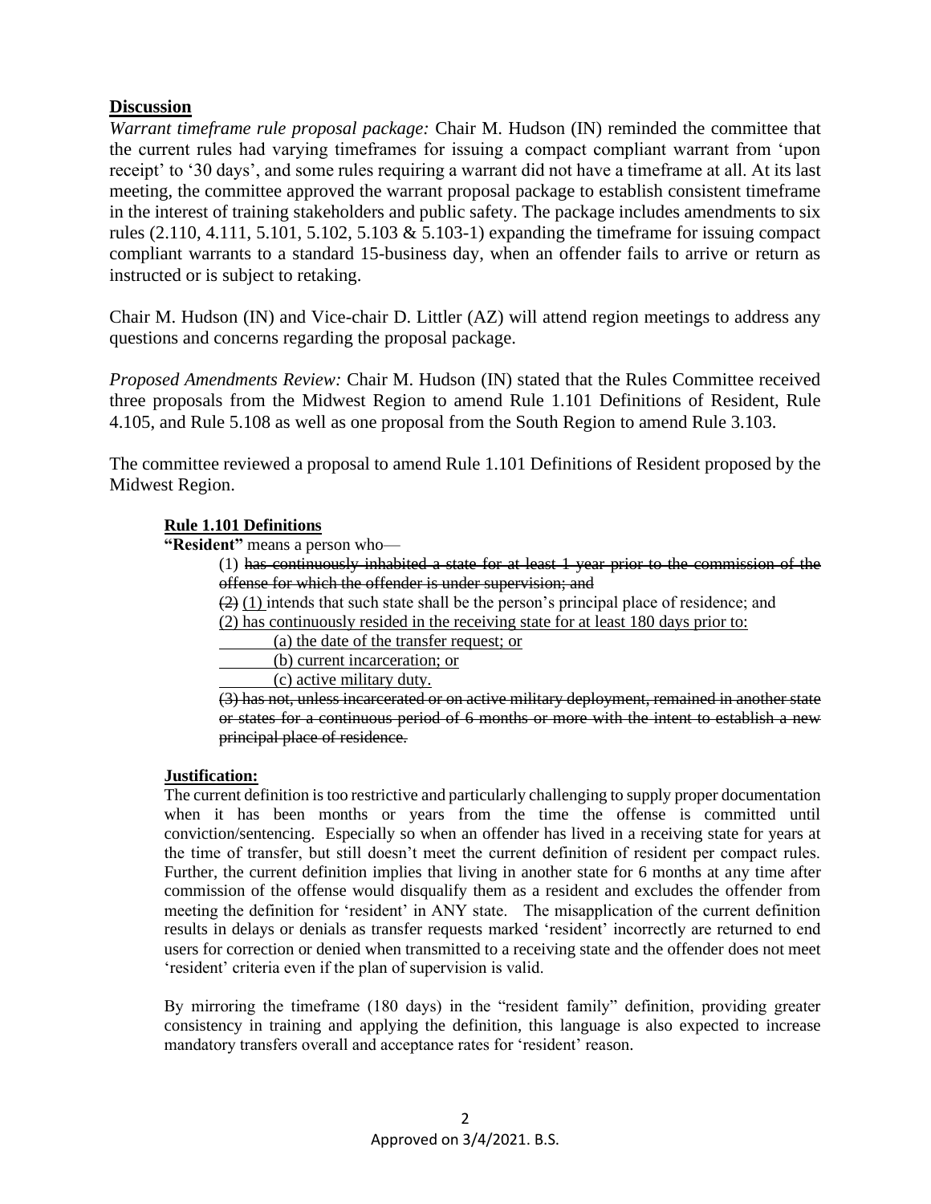## Discussion

*Warrant timeframe rule proposal package:* Chair M. Hudson (IN) reminded the committee that the current rules had varying timeframes for issuing a compact compliant warrant from 'upon receipt' to '30 days', and some rules requiring a warrant did not have a timeframe at all. At its last meeting, the committee approved the warrant proposal package to establish consistent timeframe in the interest of training stakeholders and public safety. The package includes amendments to six rules (2.110, 4.111, 5.101, 5.102, 5.103 & 5.103-1) expanding the timeframe for issuing compact compliant warrants to a standard 15-business day, when an offender fails to arrive or return as instructed or is subject to retaking.

Chair M. Hudson (IN) and Vice-chair D. Littler (AZ) will attend region meetings to address any questions and concerns regarding the proposal package.

*Proposed Amendments Review:* Chair M. Hudson (IN) stated that the Rules Committee received three proposals from the Midwest Region to amend Rule 1.101 Definitions of Resident, Rule 4.105, and Rule 5.108 as well as one proposal from the South Region to amend Rule 3.103.

The committee reviewed a proposal to amend Rule 1.101 Definitions of Resident proposed by the Midwest Region.

**Rule 1.101 Definitions**

**"Resident"** means a person who—

(1) ~~has continuously inhabited a state for at least 1 year prior to the commission of the offense for which the offender is under supervision; and~~

~~(2)~~ <u>(1)</u> intends that such state shall be the person's principal place of residence; and

<u>(2) has continuously resided in the receiving state for at least 180 days prior to:</u>

<u>(a) the date of the transfer request; or</u>

<u>(b) current incarceration; or</u>

<u>(c) active military duty.</u>

~~(3) has not, unless incarcerated or on active military deployment, remained in another state or states for a continuous period of 6 months or more with the intent to establish a new principal place of residence.~~

**Justification:**

The current definition is too restrictive and particularly challenging to supply proper documentation when it has been months or years from the time the offense is committed until conviction/sentencing. Especially so when an offender has lived in a receiving state for years at the time of transfer, but still doesn't meet the current definition of resident per compact rules. Further, the current definition implies that living in another state for 6 months at any time after commission of the offense would disqualify them as a resident and excludes the offender from meeting the definition for 'resident' in ANY state. The misapplication of the current definition results in delays or denials as transfer requests marked 'resident' incorrectly are returned to end users for correction or denied when transmitted to a receiving state and the offender does not meet 'resident' criteria even if the plan of supervision is valid.

By mirroring the timeframe (180 days) in the "resident family" definition, providing greater consistency in training and applying the definition, this language is also expected to increase mandatory transfers overall and acceptance rates for 'resident' reason.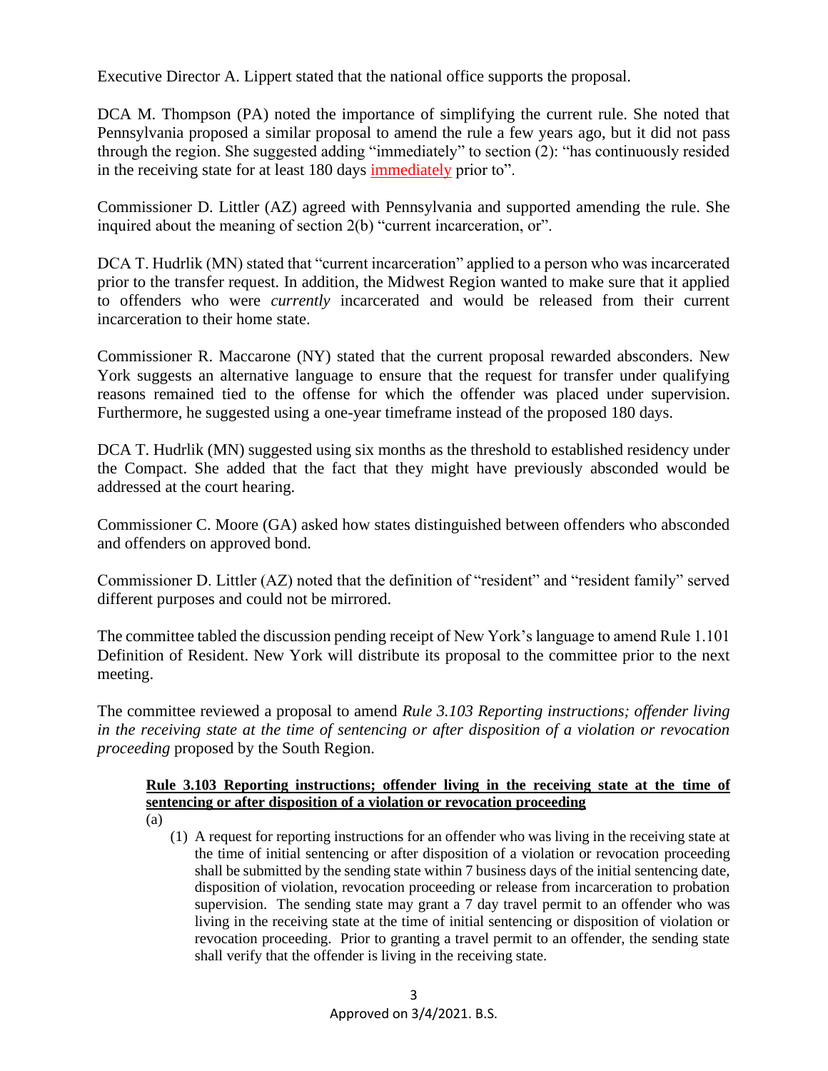Executive Director A. Lippert stated that the national office supports the proposal.

DCA M. Thompson (PA) noted the importance of simplifying the current rule. She noted that Pennsylvania proposed a similar proposal to amend the rule a few years ago, but it did not pass through the region. She suggested adding "immediately" to section (2): "has continuously resided in the receiving state for at least 180 days <u>immediately</u> prior to".

Commissioner D. Littler (AZ) agreed with Pennsylvania and supported amending the rule. She inquired about the meaning of section 2(b) "current incarceration, or".

DCA T. Hudrlik (MN) stated that "current incarceration" applied to a person who was incarcerated prior to the transfer request. In addition, the Midwest Region wanted to make sure that it applied to offenders who were *currently* incarcerated and would be released from their current incarceration to their home state.

Commissioner R. Maccarone (NY) stated that the current proposal rewarded absconders. New York suggests an alternative language to ensure that the request for transfer under qualifying reasons remained tied to the offense for which the offender was placed under supervision. Furthermore, he suggested using a one-year timeframe instead of the proposed 180 days.

DCA T. Hudrlik (MN) suggested using six months as the threshold to established residency under the Compact. She added that the fact that they might have previously absconded would be addressed at the court hearing.

Commissioner C. Moore (GA) asked how states distinguished between offenders who absconded and offenders on approved bond.

Commissioner D. Littler (AZ) noted that the definition of "resident" and "resident family" served different purposes and could not be mirrored.

The committee tabled the discussion pending receipt of New York's language to amend Rule 1.101 Definition of Resident. New York will distribute its proposal to the committee prior to the next meeting.

The committee reviewed a proposal to amend *Rule 3.103 Reporting instructions; offender living in the receiving state at the time of sentencing or after disposition of a violation or revocation proceeding* proposed by the South Region.

**<u>Rule 3.103 Reporting instructions; offender living in the receiving state at the time of sentencing or after disposition of a violation or revocation proceeding</u>**

(a)

(1) A request for reporting instructions for an offender who was living in the receiving state at the time of initial sentencing or after disposition of a violation or revocation proceeding shall be submitted by the sending state within 7 business days of the initial sentencing date, disposition of violation, revocation proceeding or release from incarceration to probation supervision. The sending state may grant a 7 day travel permit to an offender who was living in the receiving state at the time of initial sentencing or disposition of violation or revocation proceeding. Prior to granting a travel permit to an offender, the sending state shall verify that the offender is living in the receiving state.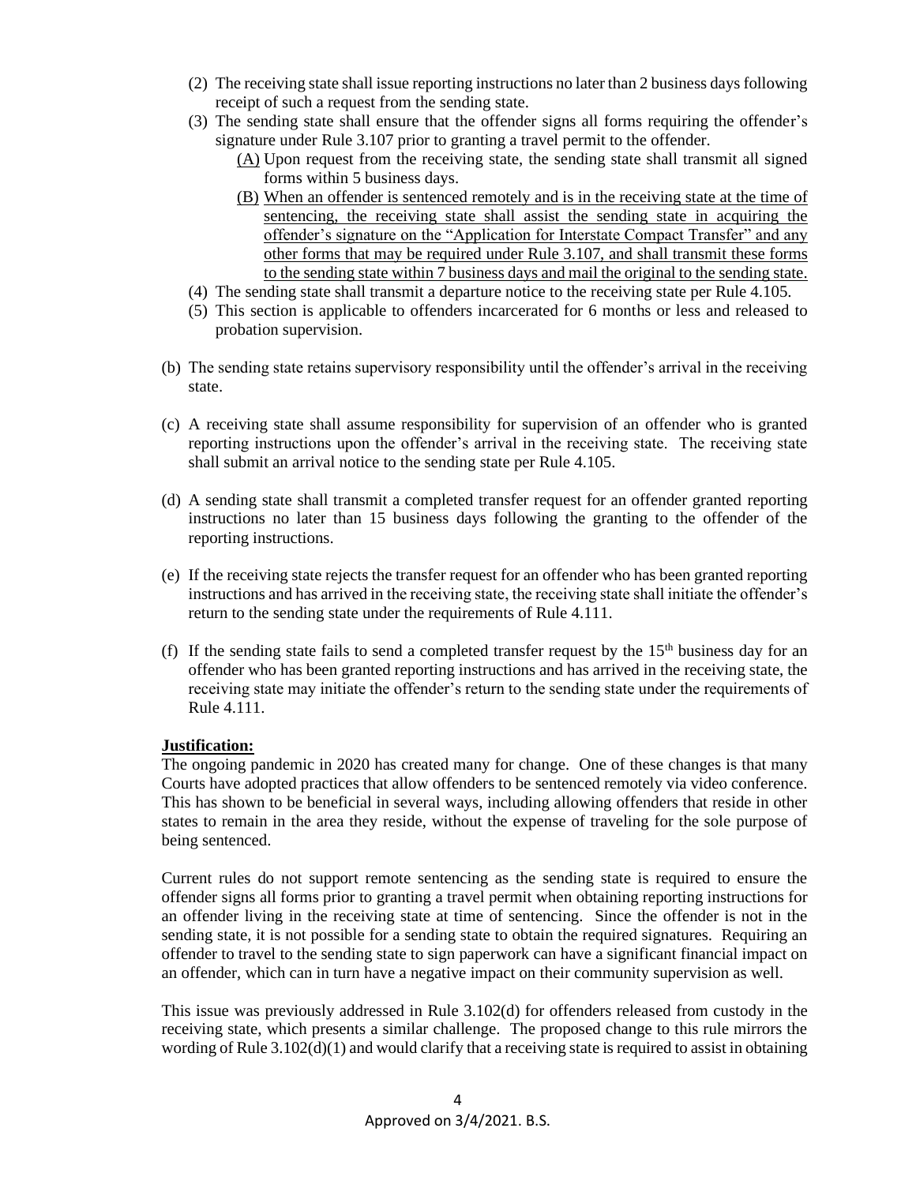(2) The receiving state shall issue reporting instructions no later than 2 business days following receipt of such a request from the sending state.

(3) The sending state shall ensure that the offender signs all forms requiring the offender's signature under Rule 3.107 prior to granting a travel permit to the offender.

   (A) Upon request from the receiving state, the sending state shall transmit all signed forms within 5 business days.

   (B) When an offender is sentenced remotely and is in the receiving state at the time of sentencing, the receiving state shall assist the sending state in acquiring the offender's signature on the "Application for Interstate Compact Transfer" and any other forms that may be required under Rule 3.107, and shall transmit these forms to the sending state within 7 business days and mail the original to the sending state.

(4) The sending state shall transmit a departure notice to the receiving state per Rule 4.105.

(5) This section is applicable to offenders incarcerated for 6 months or less and released to probation supervision.

(b) The sending state retains supervisory responsibility until the offender's arrival in the receiving state.

(c) A receiving state shall assume responsibility for supervision of an offender who is granted reporting instructions upon the offender's arrival in the receiving state. The receiving state shall submit an arrival notice to the sending state per Rule 4.105.

(d) A sending state shall transmit a completed transfer request for an offender granted reporting instructions no later than 15 business days following the granting to the offender of the reporting instructions.

(e) If the receiving state rejects the transfer request for an offender who has been granted reporting instructions and has arrived in the receiving state, the receiving state shall initiate the offender's return to the sending state under the requirements of Rule 4.111.

(f) If the sending state fails to send a completed transfer request by the 15th business day for an offender who has been granted reporting instructions and has arrived in the receiving state, the receiving state may initiate the offender's return to the sending state under the requirements of Rule 4.111.

**Justification:**

The ongoing pandemic in 2020 has created many for change. One of these changes is that many Courts have adopted practices that allow offenders to be sentenced remotely via video conference. This has shown to be beneficial in several ways, including allowing offenders that reside in other states to remain in the area they reside, without the expense of traveling for the sole purpose of being sentenced.

Current rules do not support remote sentencing as the sending state is required to ensure the offender signs all forms prior to granting a travel permit when obtaining reporting instructions for an offender living in the receiving state at time of sentencing. Since the offender is not in the sending state, it is not possible for a sending state to obtain the required signatures. Requiring an offender to travel to the sending state to sign paperwork can have a significant financial impact on an offender, which can in turn have a negative impact on their community supervision as well.

This issue was previously addressed in Rule 3.102(d) for offenders released from custody in the receiving state, which presents a similar challenge. The proposed change to this rule mirrors the wording of Rule 3.102(d)(1) and would clarify that a receiving state is required to assist in obtaining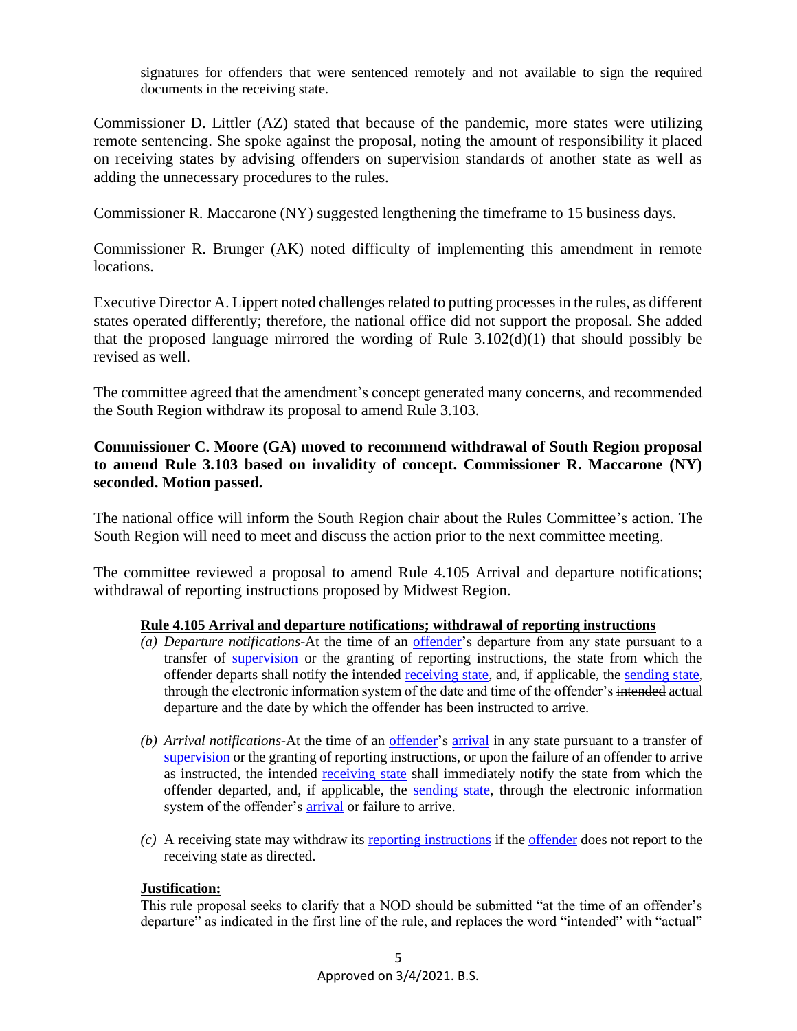signatures for offenders that were sentenced remotely and not available to sign the required documents in the receiving state.

Commissioner D. Littler (AZ) stated that because of the pandemic, more states were utilizing remote sentencing. She spoke against the proposal, noting the amount of responsibility it placed on receiving states by advising offenders on supervision standards of another state as well as adding the unnecessary procedures to the rules.

Commissioner R. Maccarone (NY) suggested lengthening the timeframe to 15 business days.

Commissioner R. Brunger (AK) noted difficulty of implementing this amendment in remote locations.

Executive Director A. Lippert noted challenges related to putting processes in the rules, as different states operated differently; therefore, the national office did not support the proposal. She added that the proposed language mirrored the wording of Rule 3.102(d)(1) that should possibly be revised as well.

The committee agreed that the amendment's concept generated many concerns, and recommended the South Region withdraw its proposal to amend Rule 3.103.

**Commissioner C. Moore (GA) moved to recommend withdrawal of South Region proposal to amend Rule 3.103 based on invalidity of concept. Commissioner R. Maccarone (NY) seconded. Motion passed.**

The national office will inform the South Region chair about the Rules Committee's action. The South Region will need to meet and discuss the action prior to the next committee meeting.

The committee reviewed a proposal to amend Rule 4.105 Arrival and departure notifications; withdrawal of reporting instructions proposed by Midwest Region.

**Rule 4.105 Arrival and departure notifications; withdrawal of reporting instructions**

*(a) Departure notifications*-At the time of an offender's departure from any state pursuant to a transfer of supervision or the granting of reporting instructions, the state from which the offender departs shall notify the intended receiving state, and, if applicable, the sending state, through the electronic information system of the date and time of the offender's ~~intended~~ actual departure and the date by which the offender has been instructed to arrive.

*(b) Arrival notifications*-At the time of an offender's arrival in any state pursuant to a transfer of supervision or the granting of reporting instructions, or upon the failure of an offender to arrive as instructed, the intended receiving state shall immediately notify the state from which the offender departed, and, if applicable, the sending state, through the electronic information system of the offender's arrival or failure to arrive.

*(c)* A receiving state may withdraw its reporting instructions if the offender does not report to the receiving state as directed.

**Justification:**

This rule proposal seeks to clarify that a NOD should be submitted "at the time of an offender's departure" as indicated in the first line of the rule, and replaces the word "intended" with "actual"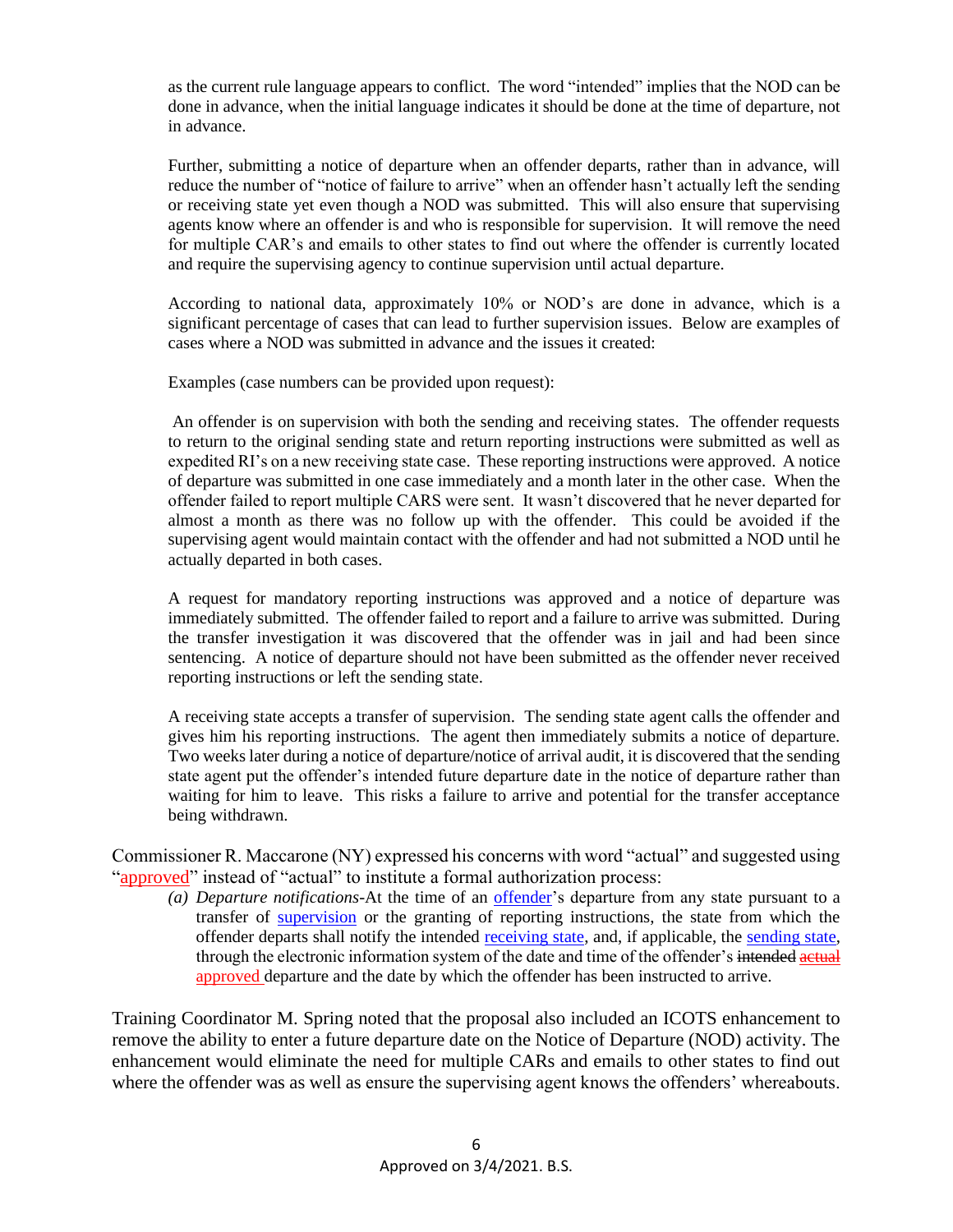as the current rule language appears to conflict. The word "intended" implies that the NOD can be done in advance, when the initial language indicates it should be done at the time of departure, not in advance.

Further, submitting a notice of departure when an offender departs, rather than in advance, will reduce the number of "notice of failure to arrive" when an offender hasn't actually left the sending or receiving state yet even though a NOD was submitted. This will also ensure that supervising agents know where an offender is and who is responsible for supervision. It will remove the need for multiple CAR's and emails to other states to find out where the offender is currently located and require the supervising agency to continue supervision until actual departure.

According to national data, approximately 10% or NOD's are done in advance, which is a significant percentage of cases that can lead to further supervision issues. Below are examples of cases where a NOD was submitted in advance and the issues it created:

Examples (case numbers can be provided upon request):

An offender is on supervision with both the sending and receiving states. The offender requests to return to the original sending state and return reporting instructions were submitted as well as expedited RI's on a new receiving state case. These reporting instructions were approved. A notice of departure was submitted in one case immediately and a month later in the other case. When the offender failed to report multiple CARS were sent. It wasn't discovered that he never departed for almost a month as there was no follow up with the offender. This could be avoided if the supervising agent would maintain contact with the offender and had not submitted a NOD until he actually departed in both cases.

A request for mandatory reporting instructions was approved and a notice of departure was immediately submitted. The offender failed to report and a failure to arrive was submitted. During the transfer investigation it was discovered that the offender was in jail and had been since sentencing. A notice of departure should not have been submitted as the offender never received reporting instructions or left the sending state.

A receiving state accepts a transfer of supervision. The sending state agent calls the offender and gives him his reporting instructions. The agent then immediately submits a notice of departure. Two weeks later during a notice of departure/notice of arrival audit, it is discovered that the sending state agent put the offender's intended future departure date in the notice of departure rather than waiting for him to leave. This risks a failure to arrive and potential for the transfer acceptance being withdrawn.

Commissioner R. Maccarone (NY) expressed his concerns with word "actual" and suggested using "approved" instead of "actual" to institute a formal authorization process:

*(a) Departure notifications*-At the time of an offender's departure from any state pursuant to a transfer of supervision or the granting of reporting instructions, the state from which the offender departs shall notify the intended receiving state, and, if applicable, the sending state, through the electronic information system of the date and time of the offender's ~~intended~~ ~~actual~~ approved departure and the date by which the offender has been instructed to arrive.

Training Coordinator M. Spring noted that the proposal also included an ICOTS enhancement to remove the ability to enter a future departure date on the Notice of Departure (NOD) activity. The enhancement would eliminate the need for multiple CARs and emails to other states to find out where the offender was as well as ensure the supervising agent knows the offenders' whereabouts.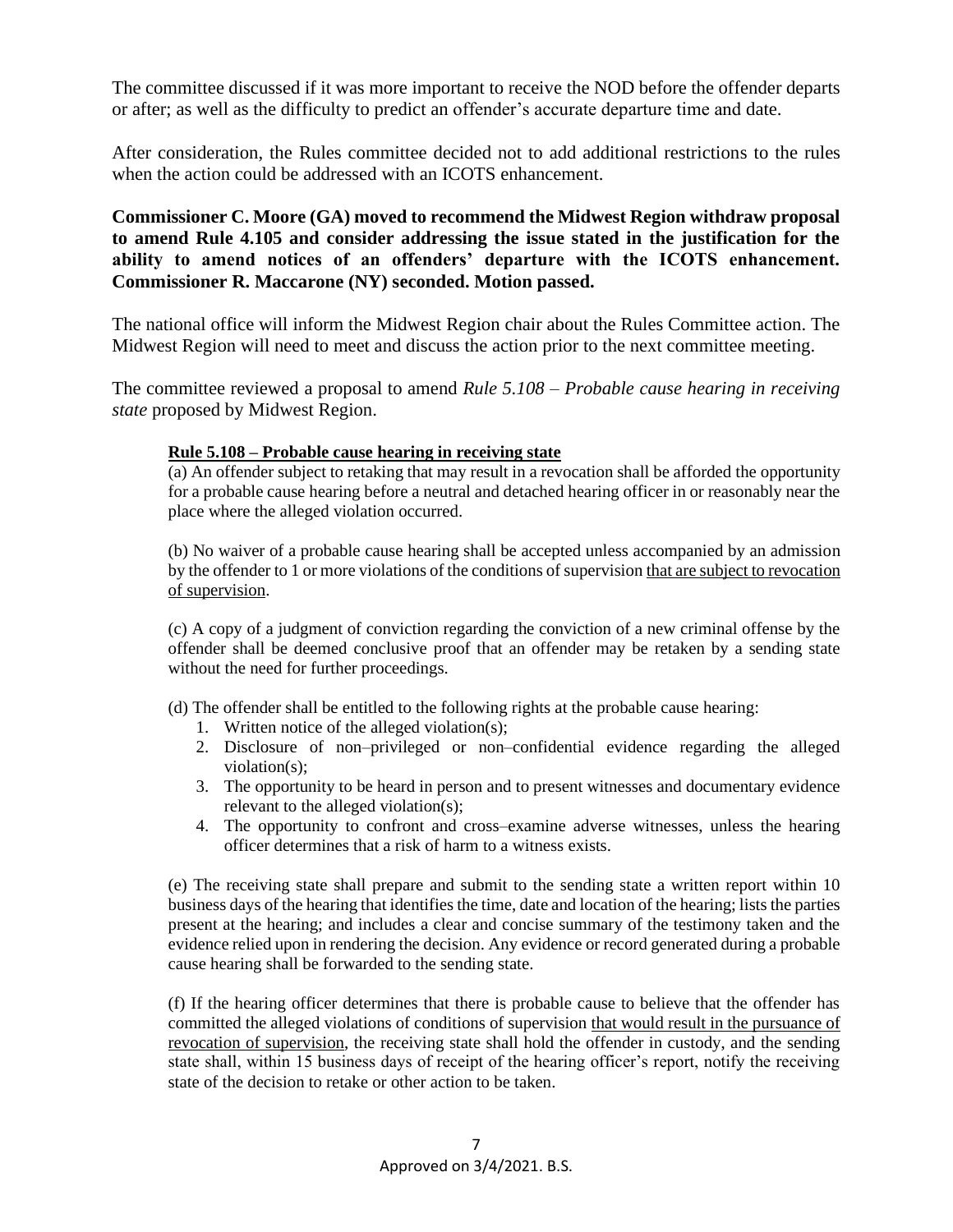The committee discussed if it was more important to receive the NOD before the offender departs or after; as well as the difficulty to predict an offender's accurate departure time and date.

After consideration, the Rules committee decided not to add additional restrictions to the rules when the action could be addressed with an ICOTS enhancement.

**Commissioner C. Moore (GA) moved to recommend the Midwest Region withdraw proposal to amend Rule 4.105 and consider addressing the issue stated in the justification for the ability to amend notices of an offenders' departure with the ICOTS enhancement. Commissioner R. Maccarone (NY) seconded. Motion passed.**

The national office will inform the Midwest Region chair about the Rules Committee action. The Midwest Region will need to meet and discuss the action prior to the next committee meeting.

The committee reviewed a proposal to amend *Rule 5.108 – Probable cause hearing in receiving state* proposed by Midwest Region.

**<u>Rule 5.108 – Probable cause hearing in receiving state</u>**

(a) An offender subject to retaking that may result in a revocation shall be afforded the opportunity for a probable cause hearing before a neutral and detached hearing officer in or reasonably near the place where the alleged violation occurred.

(b) No waiver of a probable cause hearing shall be accepted unless accompanied by an admission by the offender to 1 or more violations of the conditions of supervision <u>that are subject to revocation of supervision</u>.

(c) A copy of a judgment of conviction regarding the conviction of a new criminal offense by the offender shall be deemed conclusive proof that an offender may be retaken by a sending state without the need for further proceedings.

(d) The offender shall be entitled to the following rights at the probable cause hearing:

1. Written notice of the alleged violation(s);
2. Disclosure of non–privileged or non–confidential evidence regarding the alleged violation(s);
3. The opportunity to be heard in person and to present witnesses and documentary evidence relevant to the alleged violation(s);
4. The opportunity to confront and cross–examine adverse witnesses, unless the hearing officer determines that a risk of harm to a witness exists.

(e) The receiving state shall prepare and submit to the sending state a written report within 10 business days of the hearing that identifies the time, date and location of the hearing; lists the parties present at the hearing; and includes a clear and concise summary of the testimony taken and the evidence relied upon in rendering the decision. Any evidence or record generated during a probable cause hearing shall be forwarded to the sending state.

(f) If the hearing officer determines that there is probable cause to believe that the offender has committed the alleged violations of conditions of supervision <u>that would result in the pursuance of revocation of supervision</u>, the receiving state shall hold the offender in custody, and the sending state shall, within 15 business days of receipt of the hearing officer's report, notify the receiving state of the decision to retake or other action to be taken.

Approved on 3/4/2021. B.S.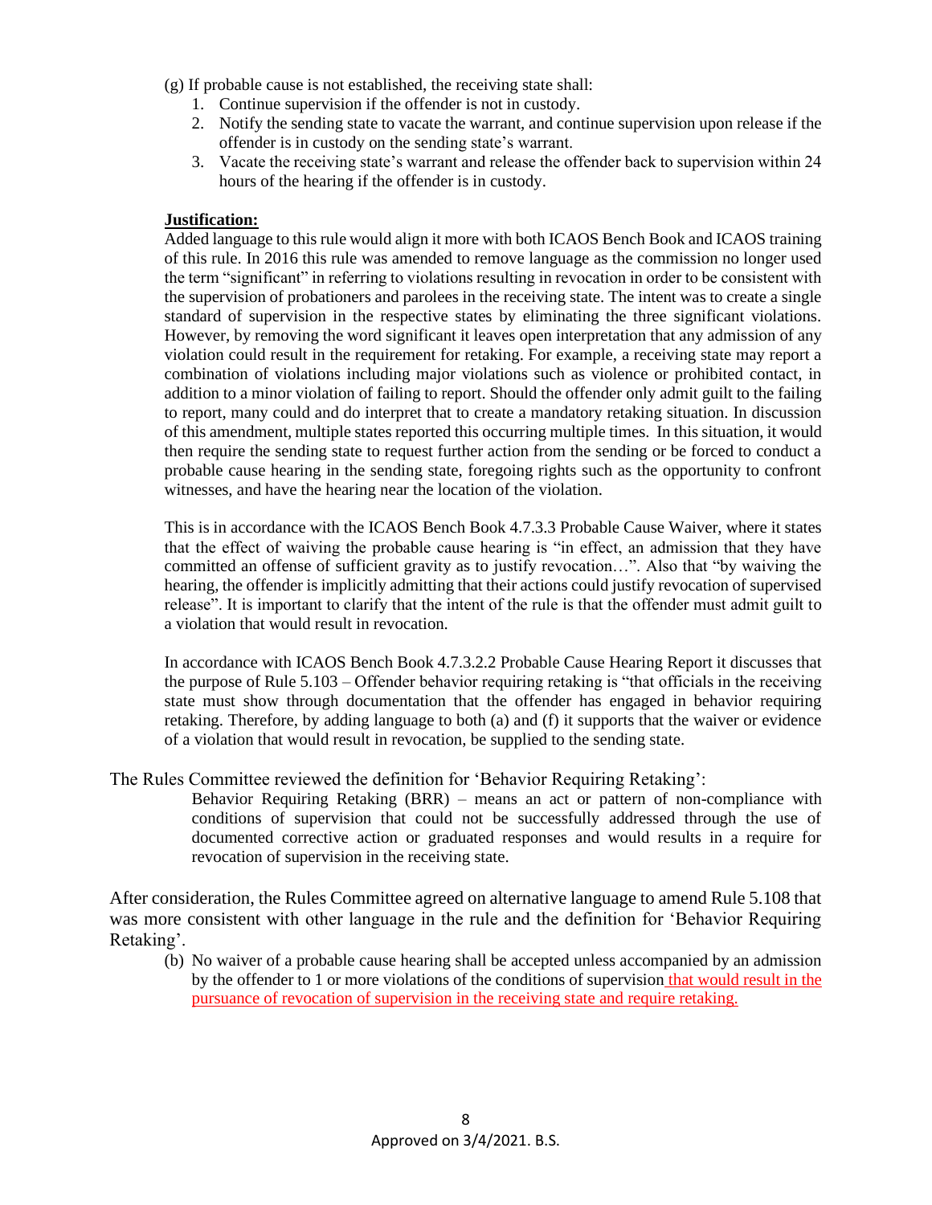(g) If probable cause is not established, the receiving state shall:

1. Continue supervision if the offender is not in custody.
2. Notify the sending state to vacate the warrant, and continue supervision upon release if the offender is in custody on the sending state's warrant.
3. Vacate the receiving state's warrant and release the offender back to supervision within 24 hours of the hearing if the offender is in custody.

**Justification:**

Added language to this rule would align it more with both ICAOS Bench Book and ICAOS training of this rule. In 2016 this rule was amended to remove language as the commission no longer used the term "significant" in referring to violations resulting in revocation in order to be consistent with the supervision of probationers and parolees in the receiving state. The intent was to create a single standard of supervision in the respective states by eliminating the three significant violations. However, by removing the word significant it leaves open interpretation that any admission of any violation could result in the requirement for retaking. For example, a receiving state may report a combination of violations including major violations such as violence or prohibited contact, in addition to a minor violation of failing to report. Should the offender only admit guilt to the failing to report, many could and do interpret that to create a mandatory retaking situation. In discussion of this amendment, multiple states reported this occurring multiple times. In this situation, it would then require the sending state to request further action from the sending or be forced to conduct a probable cause hearing in the sending state, foregoing rights such as the opportunity to confront witnesses, and have the hearing near the location of the violation.

This is in accordance with the ICAOS Bench Book 4.7.3.3 Probable Cause Waiver, where it states that the effect of waiving the probable cause hearing is "in effect, an admission that they have committed an offense of sufficient gravity as to justify revocation…". Also that "by waiving the hearing, the offender is implicitly admitting that their actions could justify revocation of supervised release". It is important to clarify that the intent of the rule is that the offender must admit guilt to a violation that would result in revocation.

In accordance with ICAOS Bench Book 4.7.3.2.2 Probable Cause Hearing Report it discusses that the purpose of Rule 5.103 – Offender behavior requiring retaking is "that officials in the receiving state must show through documentation that the offender has engaged in behavior requiring retaking. Therefore, by adding language to both (a) and (f) it supports that the waiver or evidence of a violation that would result in revocation, be supplied to the sending state.

The Rules Committee reviewed the definition for 'Behavior Requiring Retaking':

> Behavior Requiring Retaking (BRR) – means an act or pattern of non-compliance with conditions of supervision that could not be successfully addressed through the use of documented corrective action or graduated responses and would results in a require for revocation of supervision in the receiving state.

After consideration, the Rules Committee agreed on alternative language to amend Rule 5.108 that was more consistent with other language in the rule and the definition for 'Behavior Requiring Retaking'.

(b) No waiver of a probable cause hearing shall be accepted unless accompanied by an admission by the offender to 1 or more violations of the conditions of supervision that would result in the pursuance of revocation of supervision in the receiving state and require retaking.

Approved on 3/4/2021. B.S.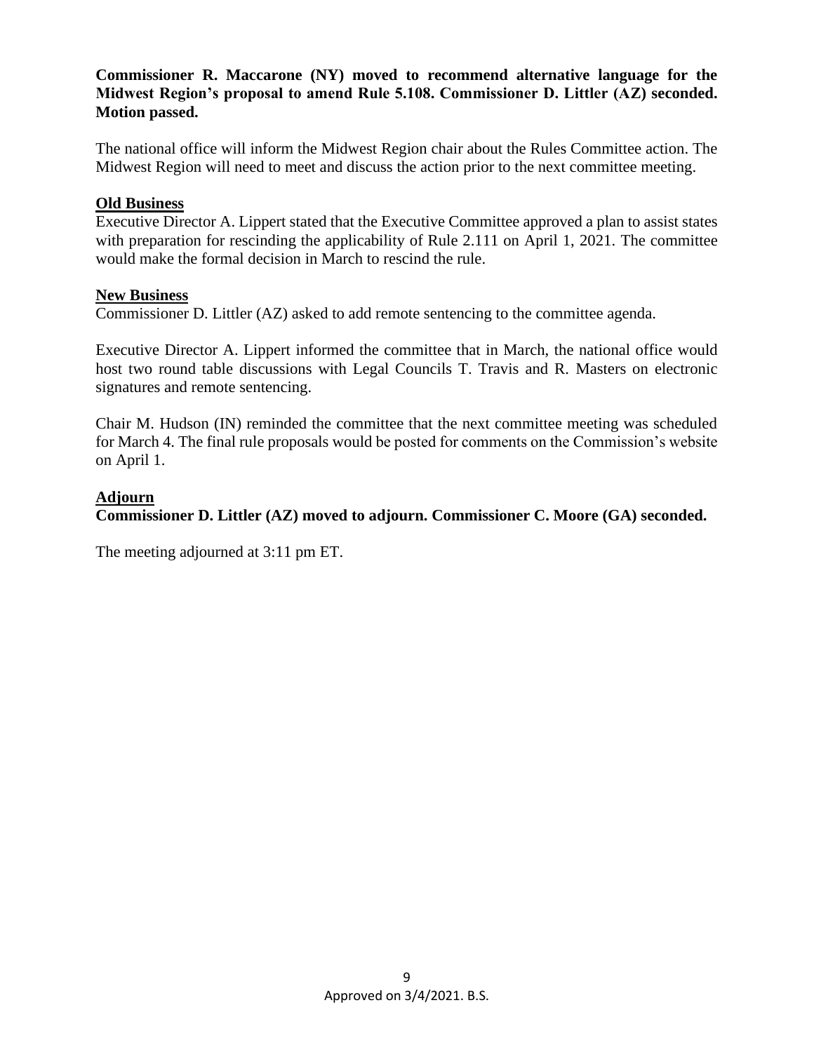**Commissioner R. Maccarone (NY) moved to recommend alternative language for the Midwest Region's proposal to amend Rule 5.108. Commissioner D. Littler (AZ) seconded. Motion passed.**

The national office will inform the Midwest Region chair about the Rules Committee action. The Midwest Region will need to meet and discuss the action prior to the next committee meeting.

**Old Business**

Executive Director A. Lippert stated that the Executive Committee approved a plan to assist states with preparation for rescinding the applicability of Rule 2.111 on April 1, 2021. The committee would make the formal decision in March to rescind the rule.

**New Business**

Commissioner D. Littler (AZ) asked to add remote sentencing to the committee agenda.

Executive Director A. Lippert informed the committee that in March, the national office would host two round table discussions with Legal Councils T. Travis and R. Masters on electronic signatures and remote sentencing.

Chair M. Hudson (IN) reminded the committee that the next committee meeting was scheduled for March 4. The final rule proposals would be posted for comments on the Commission's website on April 1.

**Adjourn**

**Commissioner D. Littler (AZ) moved to adjourn. Commissioner C. Moore (GA) seconded.**

The meeting adjourned at 3:11 pm ET.

Approved on 3/4/2021. B.S.